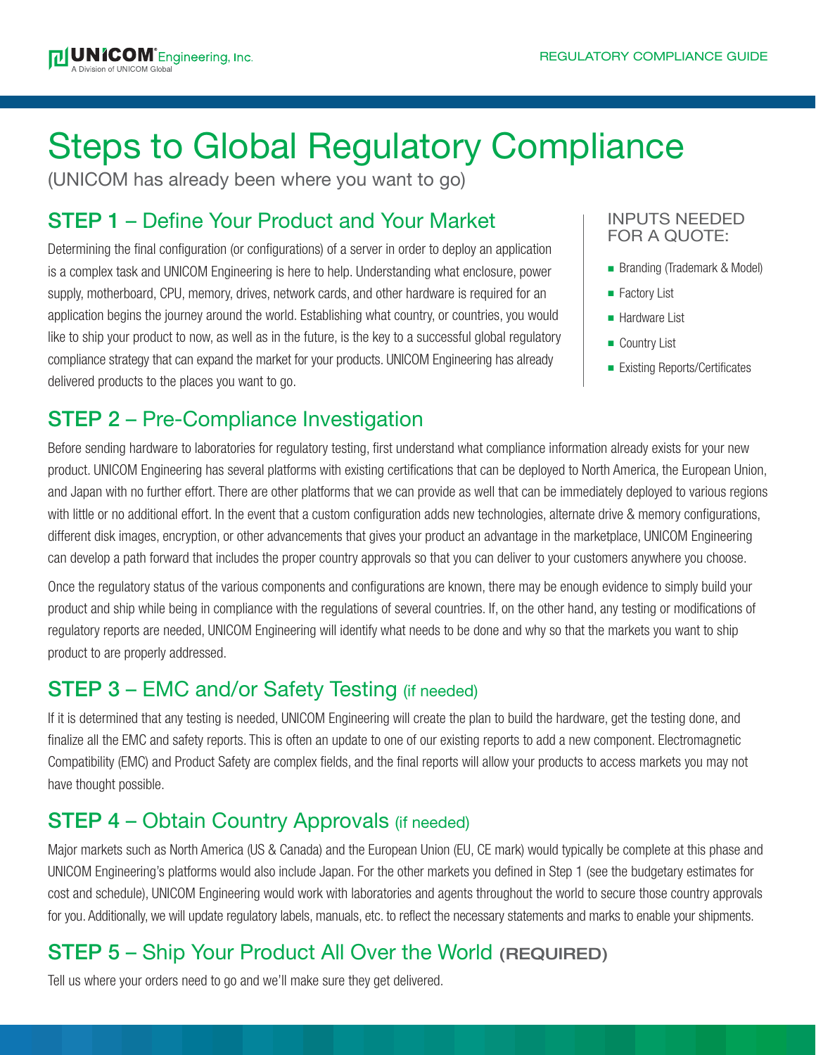# Steps to Global Regulatory Compliance

(UNICOM has already been where you want to go)

## STEP 1 – Define Your Product and Your Market

Determining the final configuration (or configurations) of a server in order to deploy an application is a complex task and UNICOM Engineering is here to help. Understanding what enclosure, power supply, motherboard, CPU, memory, drives, network cards, and other hardware is required for an application begins the journey around the world. Establishing what country, or countries, you would like to ship your product to now, as well as in the future, is the key to a successful global regulatory compliance strategy that can expand the market for your products. UNICOM Engineering has already delivered products to the places you want to go.

### INPUTS NEEDED FOR A QUOTE:

- Branding (Trademark & Model)
- Factory List
- Hardware List
- Country List
- Existing Reports/Certificates

## STEP 2 – Pre-Compliance Investigation

Before sending hardware to laboratories for regulatory testing, first understand what compliance information already exists for your new product. UNICOM Engineering has several platforms with existing certifications that can be deployed to North America, the European Union, and Japan with no further effort. There are other platforms that we can provide as well that can be immediately deployed to various regions with little or no additional effort. In the event that a custom configuration adds new technologies, alternate drive & memory configurations, different disk images, encryption, or other advancements that gives your product an advantage in the marketplace, UNICOM Engineering can develop a path forward that includes the proper country approvals so that you can deliver to your customers anywhere you choose.

Once the regulatory status of the various components and configurations are known, there may be enough evidence to simply build your product and ship while being in compliance with the regulations of several countries. If, on the other hand, any testing or modifications of regulatory reports are needed, UNICOM Engineering will identify what needs to be done and why so that the markets you want to ship product to are properly addressed.

## STEP 3 – EMC and/or Safety Testing (if needed)

If it is determined that any testing is needed, UNICOM Engineering will create the plan to build the hardware, get the testing done, and finalize all the EMC and safety reports. This is often an update to one of our existing reports to add a new component. Electromagnetic Compatibility (EMC) and Product Safety are complex fields, and the final reports will allow your products to access markets you may not have thought possible.

## STEP 4 – Obtain Country Approvals (if needed)

Major markets such as North America (US & Canada) and the European Union (EU, CE mark) would typically be complete at this phase and UNICOM Engineering's platforms would also include Japan. For the other markets you defined in Step 1 (see the budgetary estimates for cost and schedule), UNICOM Engineering would work with laboratories and agents throughout the world to secure those country approvals for you. Additionally, we will update regulatory labels, manuals, etc. to reflect the necessary statements and marks to enable your shipments.

## STEP 5 – Ship Your Product All Over the World (REQUIRED)

Tell us where your orders need to go and we'll make sure they get delivered.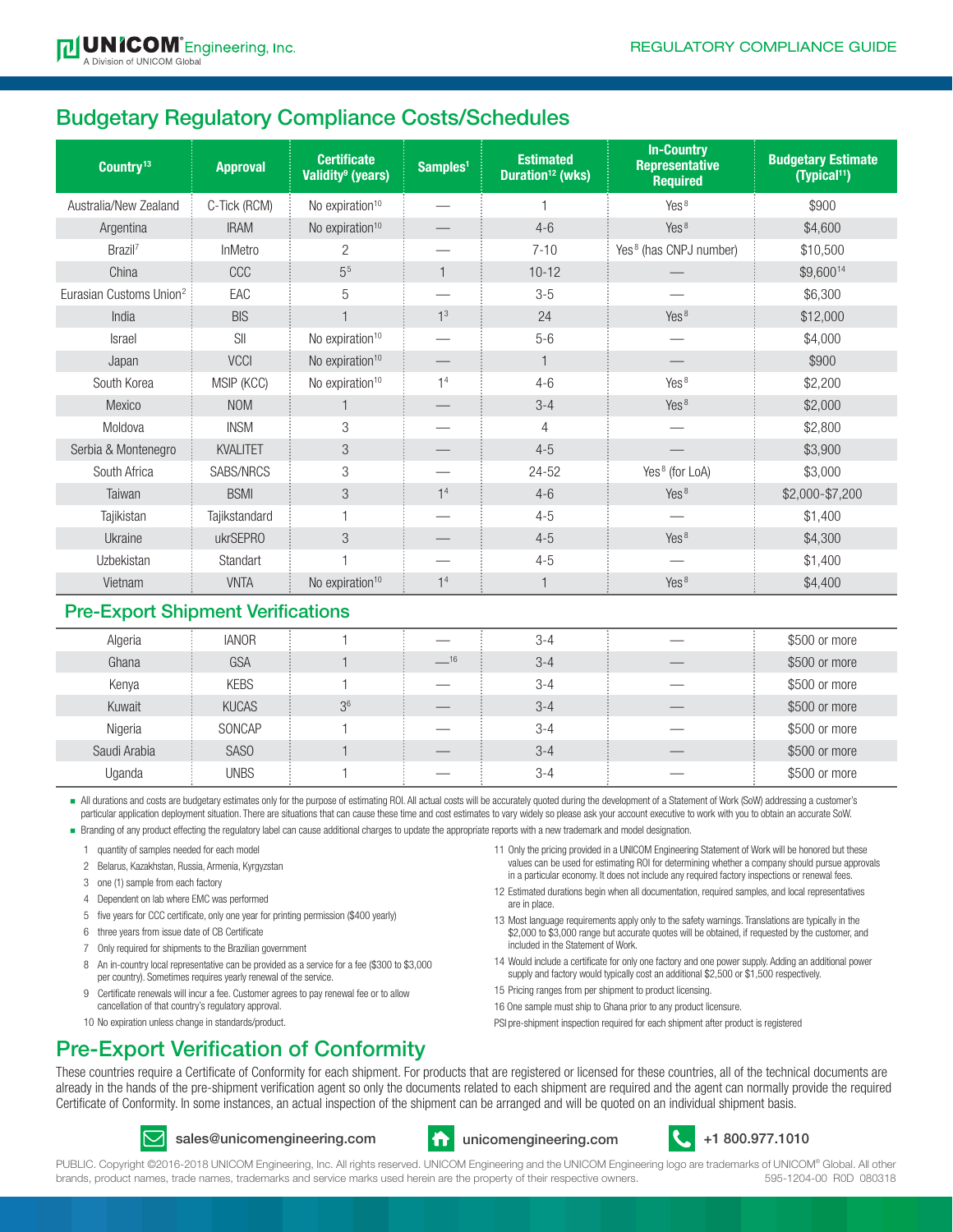## Budgetary Regulatory Compliance Costs/Schedules

| Country[13] | Approval | Certificate Validity[9] (years) | Samples[1] | Estimated Duration[12] (wks) | In-Country Representative Required | Budgetary Estimate (Typical[11]) |
|---|---|---|---|---|---|---|
| Australia/New Zealand | C-Tick (RCM) | No expiration[10] | — | 1 | Yes[8] | $900 |
| Argentina | IRAM | No expiration[10] | — | 4-6 | Yes[8] | $4,600 |
| Brazil[7] | InMetro | 2 | — | 7-10 | Yes[8] (has CNPJ number) | $10,500 |
| China | CCC | 5[5] | 1 | 10-12 | — | $9,600[14] |
| Eurasian Customs Union[2] | EAC | 5 | — | 3-5 | — | $6,300 |
| India | BIS | 1 | 1[3] | 24 | Yes[8] | $12,000 |
| Israel | SII | No expiration[10] | — | 5-6 | — | $4,000 |
| Japan | VCCI | No expiration[10] | — | 1 | — | $900 |
| South Korea | MSIP (KCC) | No expiration[10] | 1[4] | 4-6 | Yes[8] | $2,200 |
| Mexico | NOM | 1 | — | 3-4 | Yes[8] | $2,000 |
| Moldova | INSM | 3 | — | 4 | — | $2,800 |
| Serbia & Montenegro | KVALITET | 3 | — | 4-5 | — | $3,900 |
| South Africa | SABS/NRCS | 3 | — | 24-52 | Yes[8] (for LoA) | $3,000 |
| Taiwan | BSMI | 3 | 1[4] | 4-6 | Yes[8] | $2,000-$7,200 |
| Tajikistan | Tajikstandard | 1 | — | 4-5 | — | $1,400 |
| Ukraine | ukrSEPRO | 3 | — | 4-5 | Yes[8] | $4,300 |
| Uzbekistan | Standart | 1 | — | 4-5 | — | $1,400 |
| Vietnam | VNTA | No expiration[10] | 1[4] | 1 | Yes[8] | $4,400 |

### Pre-Export Shipment Verifications

| | | | | | | |
|---|---|---|---|---|---|---|
| Algeria | IANOR | 1 | — | 3-4 | — | $500 or more |
| Ghana | GSA | 1 | —[16] | 3-4 | — | $500 or more |
| Kenya | KEBS | 1 | — | 3-4 | — | $500 or more |
| Kuwait | KUCAS | 3[6] | — | 3-4 | — | $500 or more |
| Nigeria | SONCAP | 1 | — | 3-4 | — | $500 or more |
| Saudi Arabia | SASO | 1 | — | 3-4 | — | $500 or more |
| Uganda | UNBS | 1 | — | 3-4 | — | $500 or more |

- All durations and costs are budgetary estimates only for the purpose of estimating ROI. All actual costs will be accurately quoted during the development of a Statement of Work (SoW) addressing a customer's particular application deployment situation. There are situations that can cause these time and cost estimates to vary widely so please ask your account executive to work with you to obtain an accurate SoW.
- Branding of any product effecting the regulatory label can cause additional charges to update the appropriate reports with a new trademark and model designation.

1. quantity of samples needed for each model
2. Belarus, Kazakhstan, Russia, Armenia, Kyrgyzstan
3. one (1) sample from each factory
4. Dependent on lab where EMC was performed
5. five years for CCC certificate, only one year for printing permission ($400 yearly)
6. three years from issue date of CB Certificate
7. Only required for shipments to the Brazilian government
8. An in-country local representative can be provided as a service for a fee ($300 to $3,000 per country). Sometimes requires yearly renewal of the service.
9. Certificate renewals will incur a fee. Customer agrees to pay renewal fee or to allow cancellation of that country's regulatory approval.
10. No expiration unless change in standards/product.
11. Only the pricing provided in a UNICOM Engineering Statement of Work will be honored but these values can be used for estimating ROI for determining whether a company should pursue approvals in a particular economy. It does not include any required factory inspections or renewal fees.
12. Estimated durations begin when all documentation, required samples, and local representatives are in place.
13. Most language requirements apply only to the safety warnings. Translations are typically in the $2,000 to $3,000 range but accurate quotes will be obtained, if requested by the customer, and included in the Statement of Work.
14. Would include a certificate for only one factory and one power supply. Adding an additional power supply and factory would typically cost an additional $2,500 or $1,500 respectively.
15. Pricing ranges from per shipment to product licensing.
16. One sample must ship to Ghana prior to any product licensure.

PSI pre-shipment inspection required for each shipment after product is registered

## Pre-Export Verification of Conformity

These countries require a Certificate of Conformity for each shipment. For products that are registered or licensed for these countries, all of the technical documents are already in the hands of the pre-shipment verification agent so only the documents related to each shipment are required and the agent can normally provide the required Certificate of Conformity. In some instances, an actual inspection of the shipment can be arranged and will be quoted on an individual shipment basis.

sales@unicomengineering.com | unicomengineering.com | +1 800.977.1010

PUBLIC. Copyright ©2016-2018 UNICOM Engineering, Inc. All rights reserved. UNICOM Engineering and the UNICOM Engineering logo are trademarks of UNICOM® Global. All other brands, product names, trade names, trademarks and service marks used herein are the property of their respective owners. 595-1204-00 R0D 080318